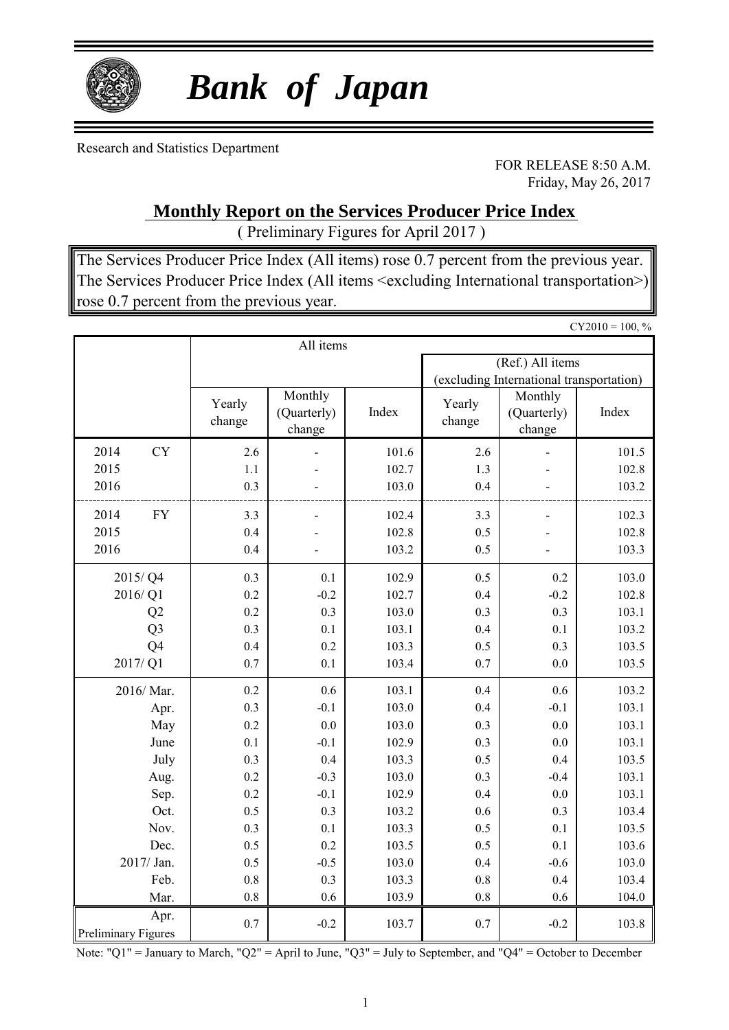# *Bank of Japan*

Research and Statistics Department

FOR RELEASE 8:50 A.M.
Friday, May 26, 2017

## Monthly Report on the Services Producer Price Index

( Preliminary Figures for April 2017 )

The Services Producer Price Index (All items) rose 0.7 percent from the previous year.
The Services Producer Price Index (All items <excluding International transportation>) rose 0.7 percent from the previous year.

CY2010 = 100, %

| | All items | | | (Ref.) All items (excluding International transportation) | | |
|---|---|---|---|---|---|---|
| | Yearly change | Monthly (Quarterly) change | Index | Yearly change | Monthly (Quarterly) change | Index |
| 2014 CY | 2.6 | - | 101.6 | 2.6 | - | 101.5 |
| 2015 | 1.1 | - | 102.7 | 1.3 | - | 102.8 |
| 2016 | 0.3 | - | 103.0 | 0.4 | - | 103.2 |
| 2014 FY | 3.3 | - | 102.4 | 3.3 | - | 102.3 |
| 2015 | 0.4 | - | 102.8 | 0.5 | - | 102.8 |
| 2016 | 0.4 | - | 103.2 | 0.5 | - | 103.3 |
| 2015/ Q4 | 0.3 | 0.1 | 102.9 | 0.5 | 0.2 | 103.0 |
| 2016/ Q1 | 0.2 | -0.2 | 102.7 | 0.4 | -0.2 | 102.8 |
| Q2 | 0.2 | 0.3 | 103.0 | 0.3 | 0.3 | 103.1 |
| Q3 | 0.3 | 0.1 | 103.1 | 0.4 | 0.1 | 103.2 |
| Q4 | 0.4 | 0.2 | 103.3 | 0.5 | 0.3 | 103.5 |
| 2017/ Q1 | 0.7 | 0.1 | 103.4 | 0.7 | 0.0 | 103.5 |
| 2016/ Mar. | 0.2 | 0.6 | 103.1 | 0.4 | 0.6 | 103.2 |
| Apr. | 0.3 | -0.1 | 103.0 | 0.4 | -0.1 | 103.1 |
| May | 0.2 | 0.0 | 103.0 | 0.3 | 0.0 | 103.1 |
| June | 0.1 | -0.1 | 102.9 | 0.3 | 0.0 | 103.1 |
| July | 0.3 | 0.4 | 103.3 | 0.5 | 0.4 | 103.5 |
| Aug. | 0.2 | -0.3 | 103.0 | 0.3 | -0.4 | 103.1 |
| Sep. | 0.2 | -0.1 | 102.9 | 0.4 | 0.0 | 103.1 |
| Oct. | 0.5 | 0.3 | 103.2 | 0.6 | 0.3 | 103.4 |
| Nov. | 0.3 | 0.1 | 103.3 | 0.5 | 0.1 | 103.5 |
| Dec. | 0.5 | 0.2 | 103.5 | 0.5 | 0.1 | 103.6 |
| 2017/ Jan. | 0.5 | -0.5 | 103.0 | 0.4 | -0.6 | 103.0 |
| Feb. | 0.8 | 0.3 | 103.3 | 0.8 | 0.4 | 103.4 |
| Mar. | 0.8 | 0.6 | 103.9 | 0.8 | 0.6 | 104.0 |
| Apr. Preliminary Figures | 0.7 | -0.2 | 103.7 | 0.7 | -0.2 | 103.8 |

Note: "Q1" = January to March, "Q2" = April to June, "Q3" = July to September, and "Q4" = October to December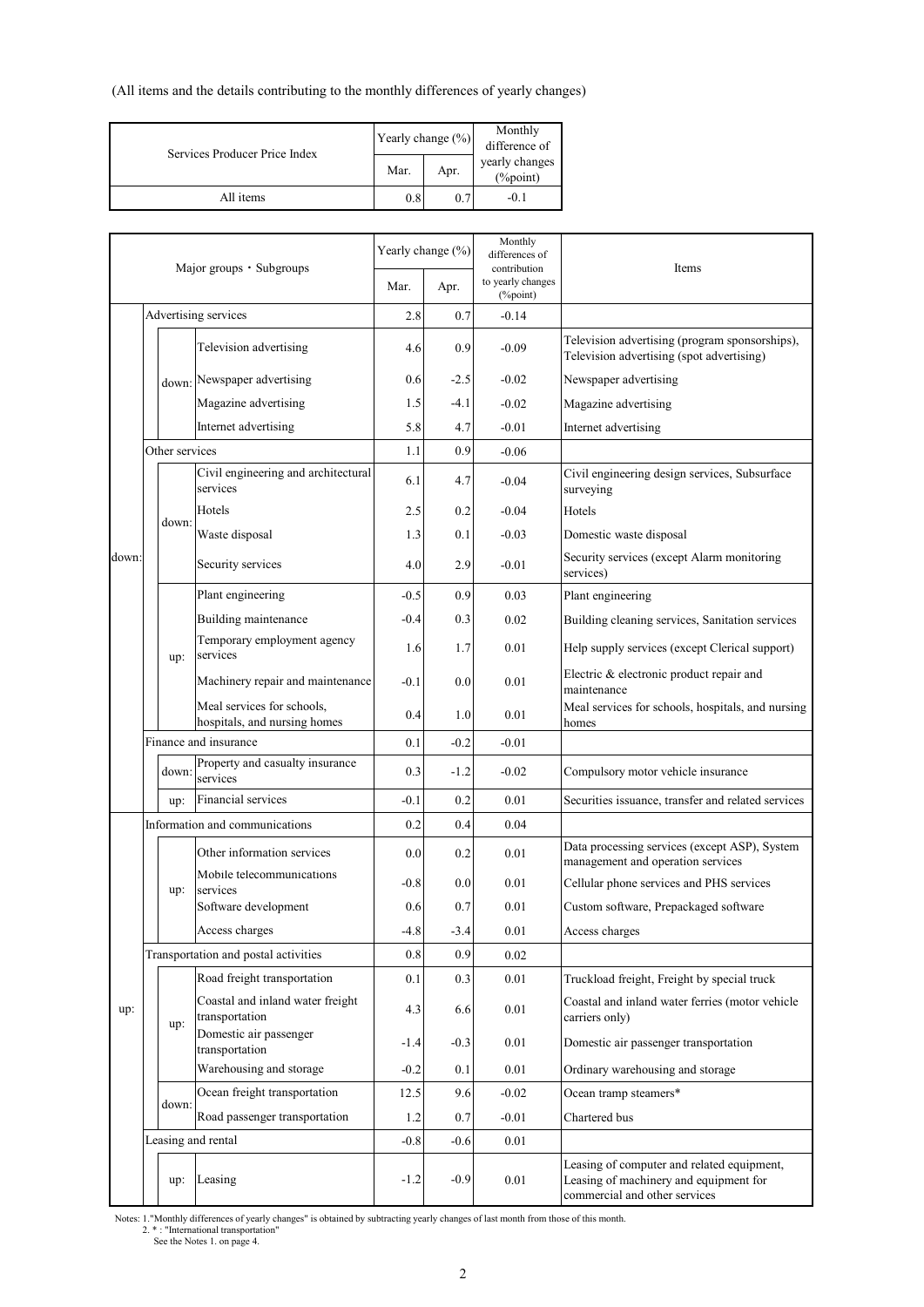(All items and the details contributing to the monthly differences of yearly changes)

| Services Producer Price Index | Yearly change (%) | | Monthly difference of yearly changes (%point) |
|---|---|---|---|
| | Mar. | Apr. | |
| All items | 0.8 | 0.7 | -0.1 |

| Major groups・Subgroups | | | Yearly change (%) | | Monthly differences of contribution to yearly changes (%point) | Items |
|---|---|---|---|---|---|---|
| | | | Mar. | Apr. | | |
| down: | Advertising services | | 2.8 | 0.7 | -0.14 | |
| | down: | Television advertising | 4.6 | 0.9 | -0.09 | Television advertising (program sponsorships), Television advertising (spot advertising) |
| | | Newspaper advertising | 0.6 | -2.5 | -0.02 | Newspaper advertising |
| | | Magazine advertising | 1.5 | -4.1 | -0.02 | Magazine advertising |
| | | Internet advertising | 5.8 | 4.7 | -0.01 | Internet advertising |
| | Other services | | 1.1 | 0.9 | -0.06 | |
| | down: | Civil engineering and architectural services | 6.1 | 4.7 | -0.04 | Civil engineering design services, Subsurface surveying |
| | | Hotels | 2.5 | 0.2 | -0.04 | Hotels |
| | | Waste disposal | 1.3 | 0.1 | -0.03 | Domestic waste disposal |
| | | Security services | 4.0 | 2.9 | -0.01 | Security services (except Alarm monitoring services) |
| | up: | Plant engineering | -0.5 | 0.9 | 0.03 | Plant engineering |
| | | Building maintenance | -0.4 | 0.3 | 0.02 | Building cleaning services, Sanitation services |
| | | Temporary employment agency services | 1.6 | 1.7 | 0.01 | Help supply services (except Clerical support) |
| | | Machinery repair and maintenance | -0.1 | 0.0 | 0.01 | Electric & electronic product repair and maintenance |
| | | Meal services for schools, hospitals, and nursing homes | 0.4 | 1.0 | 0.01 | Meal services for schools, hospitals, and nursing homes |
| | Finance and insurance | | 0.1 | -0.2 | -0.01 | |
| | down: | Property and casualty insurance services | 0.3 | -1.2 | -0.02 | Compulsory motor vehicle insurance |
| | up: | Financial services | -0.1 | 0.2 | 0.01 | Securities issuance, transfer and related services |
| up: | Information and communications | | 0.2 | 0.4 | 0.04 | |
| | up: | Other information services | 0.0 | 0.2 | 0.01 | Data processing services (except ASP), System management and operation services |
| | | Mobile telecommunications services | -0.8 | 0.0 | 0.01 | Cellular phone services and PHS services |
| | | Software development | 0.6 | 0.7 | 0.01 | Custom software, Prepackaged software |
| | | Access charges | -4.8 | -3.4 | 0.01 | Access charges |
| | Transportation and postal activities | | 0.8 | 0.9 | 0.02 | |
| | up: | Road freight transportation | 0.1 | 0.3 | 0.01 | Truckload freight, Freight by special truck |
| | | Coastal and inland water freight transportation | 4.3 | 6.6 | 0.01 | Coastal and inland water ferries (motor vehicle carriers only) |
| | | Domestic air passenger transportation | -1.4 | -0.3 | 0.01 | Domestic air passenger transportation |
| | | Warehousing and storage | -0.2 | 0.1 | 0.01 | Ordinary warehousing and storage |
| | down: | Ocean freight transportation | 12.5 | 9.6 | -0.02 | Ocean tramp steamers* |
| | | Road passenger transportation | 1.2 | 0.7 | -0.01 | Chartered bus |
| | Leasing and rental | | -0.8 | -0.6 | 0.01 | |
| | up: | Leasing | -1.2 | -0.9 | 0.01 | Leasing of computer and related equipment, Leasing of machinery and equipment for commercial and other services |

Notes: 1."Monthly differences of yearly changes" is obtained by subtracting yearly changes of last month from those of this month.
2. * : "International transportation"
See the Notes 1. on page 4.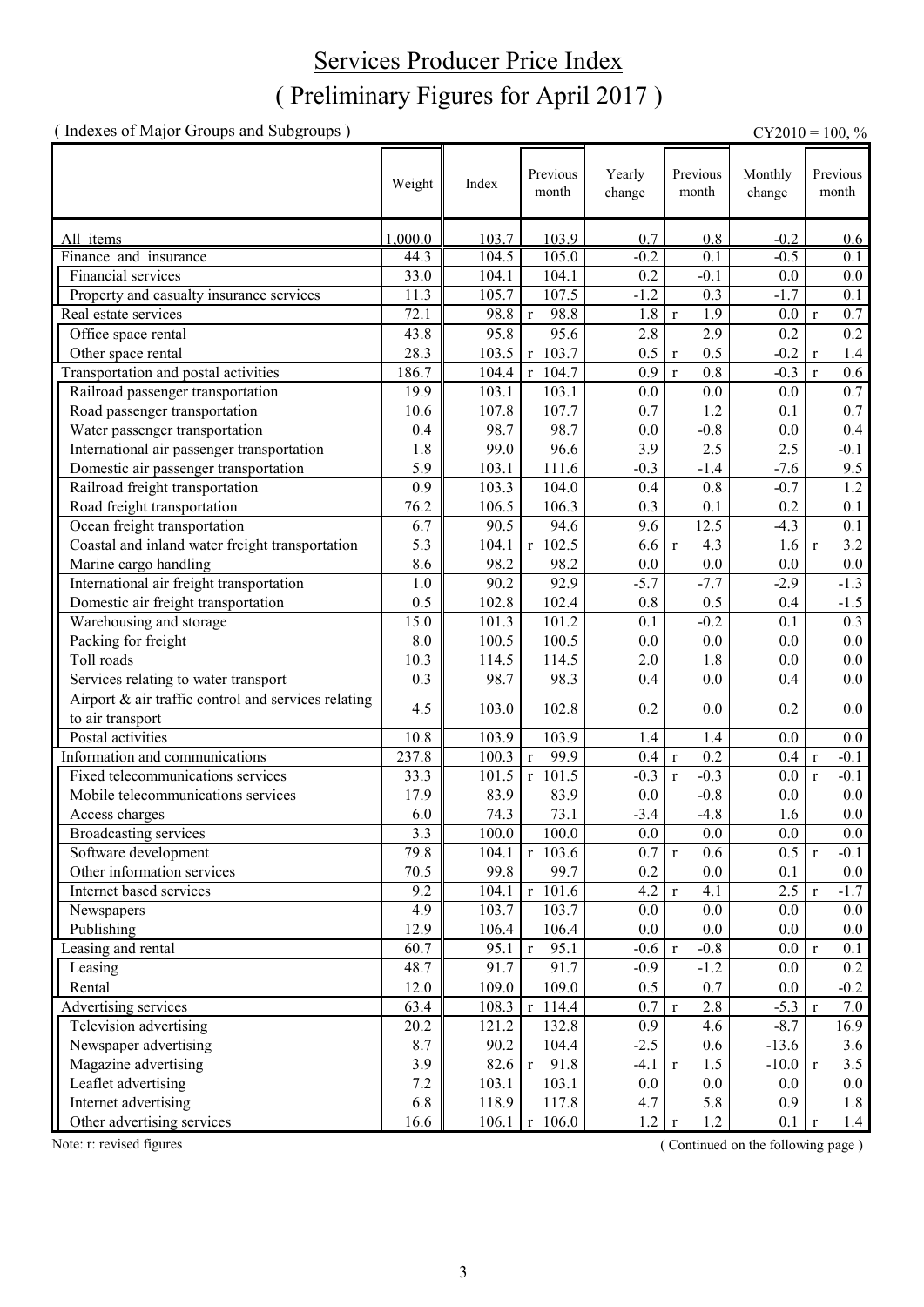# Services Producer Price Index
# ( Preliminary Figures for April 2017 )

( Indexes of Major Groups and Subgroups ) CY2010 = 100, %

| | Weight | Index | Previous month | Yearly change | Previous month | Monthly change | Previous month |
|---|---|---|---|---|---|---|---|
| All items | 1,000.0 | 103.7 | 103.9 | 0.7 | 0.8 | -0.2 | 0.6 |
| Finance and insurance | 44.3 | 104.5 | 105.0 | -0.2 | 0.1 | -0.5 | 0.1 |
| Financial services | 33.0 | 104.1 | 104.1 | 0.2 | -0.1 | 0.0 | 0.0 |
| Property and casualty insurance services | 11.3 | 105.7 | 107.5 | -1.2 | 0.3 | -1.7 | 0.1 |
| Real estate services | 72.1 | 98.8 | r 98.8 | 1.8 | r 1.9 | 0.0 | r 0.7 |
| Office space rental | 43.8 | 95.8 | 95.6 | 2.8 | 2.9 | 0.2 | 0.2 |
| Other space rental | 28.3 | 103.5 | r 103.7 | 0.5 | r 0.5 | -0.2 | r 1.4 |
| Transportation and postal activities | 186.7 | 104.4 | r 104.7 | 0.9 | r 0.8 | -0.3 | r 0.6 |
| Railroad passenger transportation | 19.9 | 103.1 | 103.1 | 0.0 | 0.0 | 0.0 | 0.7 |
| Road passenger transportation | 10.6 | 107.8 | 107.7 | 0.7 | 1.2 | 0.1 | 0.7 |
| Water passenger transportation | 0.4 | 98.7 | 98.7 | 0.0 | -0.8 | 0.0 | 0.4 |
| International air passenger transportation | 1.8 | 99.0 | 96.6 | 3.9 | 2.5 | 2.5 | -0.1 |
| Domestic air passenger transportation | 5.9 | 103.1 | 111.6 | -0.3 | -1.4 | -7.6 | 9.5 |
| Railroad freight transportation | 0.9 | 103.3 | 104.0 | 0.4 | 0.8 | -0.7 | 1.2 |
| Road freight transportation | 76.2 | 106.5 | 106.3 | 0.3 | 0.1 | 0.2 | 0.1 |
| Ocean freight transportation | 6.7 | 90.5 | 94.6 | 9.6 | 12.5 | -4.3 | 0.1 |
| Coastal and inland water freight transportation | 5.3 | 104.1 | r 102.5 | 6.6 | r 4.3 | 1.6 | r 3.2 |
| Marine cargo handling | 8.6 | 98.2 | 98.2 | 0.0 | 0.0 | 0.0 | 0.0 |
| International air freight transportation | 1.0 | 90.2 | 92.9 | -5.7 | -7.7 | -2.9 | -1.3 |
| Domestic air freight transportation | 0.5 | 102.8 | 102.4 | 0.8 | 0.5 | 0.4 | -1.5 |
| Warehousing and storage | 15.0 | 101.3 | 101.2 | 0.1 | -0.2 | 0.1 | 0.3 |
| Packing for freight | 8.0 | 100.5 | 100.5 | 0.0 | 0.0 | 0.0 | 0.0 |
| Toll roads | 10.3 | 114.5 | 114.5 | 2.0 | 1.8 | 0.0 | 0.0 |
| Services relating to water transport | 0.3 | 98.7 | 98.3 | 0.4 | 0.0 | 0.4 | 0.0 |
| Airport & air traffic control and services relating to air transport | 4.5 | 103.0 | 102.8 | 0.2 | 0.0 | 0.2 | 0.0 |
| Postal activities | 10.8 | 103.9 | 103.9 | 1.4 | 1.4 | 0.0 | 0.0 |
| Information and communications | 237.8 | 100.3 | r 99.9 | 0.4 | r 0.2 | 0.4 | r -0.1 |
| Fixed telecommunications services | 33.3 | 101.5 | r 101.5 | -0.3 | r -0.3 | 0.0 | r -0.1 |
| Mobile telecommunications services | 17.9 | 83.9 | 83.9 | 0.0 | -0.8 | 0.0 | 0.0 |
| Access charges | 6.0 | 74.3 | 73.1 | -3.4 | -4.8 | 1.6 | 0.0 |
| Broadcasting services | 3.3 | 100.0 | 100.0 | 0.0 | 0.0 | 0.0 | 0.0 |
| Software development | 79.8 | 104.1 | r 103.6 | 0.7 | r 0.6 | 0.5 | r -0.1 |
| Other information services | 70.5 | 99.8 | 99.7 | 0.2 | 0.0 | 0.1 | 0.0 |
| Internet based services | 9.2 | 104.1 | r 101.6 | 4.2 | r 4.1 | 2.5 | r -1.7 |
| Newspapers | 4.9 | 103.7 | 103.7 | 0.0 | 0.0 | 0.0 | 0.0 |
| Publishing | 12.9 | 106.4 | 106.4 | 0.0 | 0.0 | 0.0 | 0.0 |
| Leasing and rental | 60.7 | 95.1 | r 95.1 | -0.6 | r -0.8 | 0.0 | r 0.1 |
| Leasing | 48.7 | 91.7 | 91.7 | -0.9 | -1.2 | 0.0 | 0.2 |
| Rental | 12.0 | 109.0 | 109.0 | 0.5 | 0.7 | 0.0 | -0.2 |
| Advertising services | 63.4 | 108.3 | r 114.4 | 0.7 | r 2.8 | -5.3 | r 7.0 |
| Television advertising | 20.2 | 121.2 | 132.8 | 0.9 | 4.6 | -8.7 | 16.9 |
| Newspaper advertising | 8.7 | 90.2 | 104.4 | -2.5 | 0.6 | -13.6 | 3.6 |
| Magazine advertising | 3.9 | 82.6 | r 91.8 | -4.1 | r 1.5 | -10.0 | r 3.5 |
| Leaflet advertising | 7.2 | 103.1 | 103.1 | 0.0 | 0.0 | 0.0 | 0.0 |
| Internet advertising | 6.8 | 118.9 | 117.8 | 4.7 | 5.8 | 0.9 | 1.8 |
| Other advertising services | 16.6 | 106.1 | r 106.0 | 1.2 | r 1.2 | 0.1 | r 1.4 |

Note: r: revised figures

( Continued on the following page )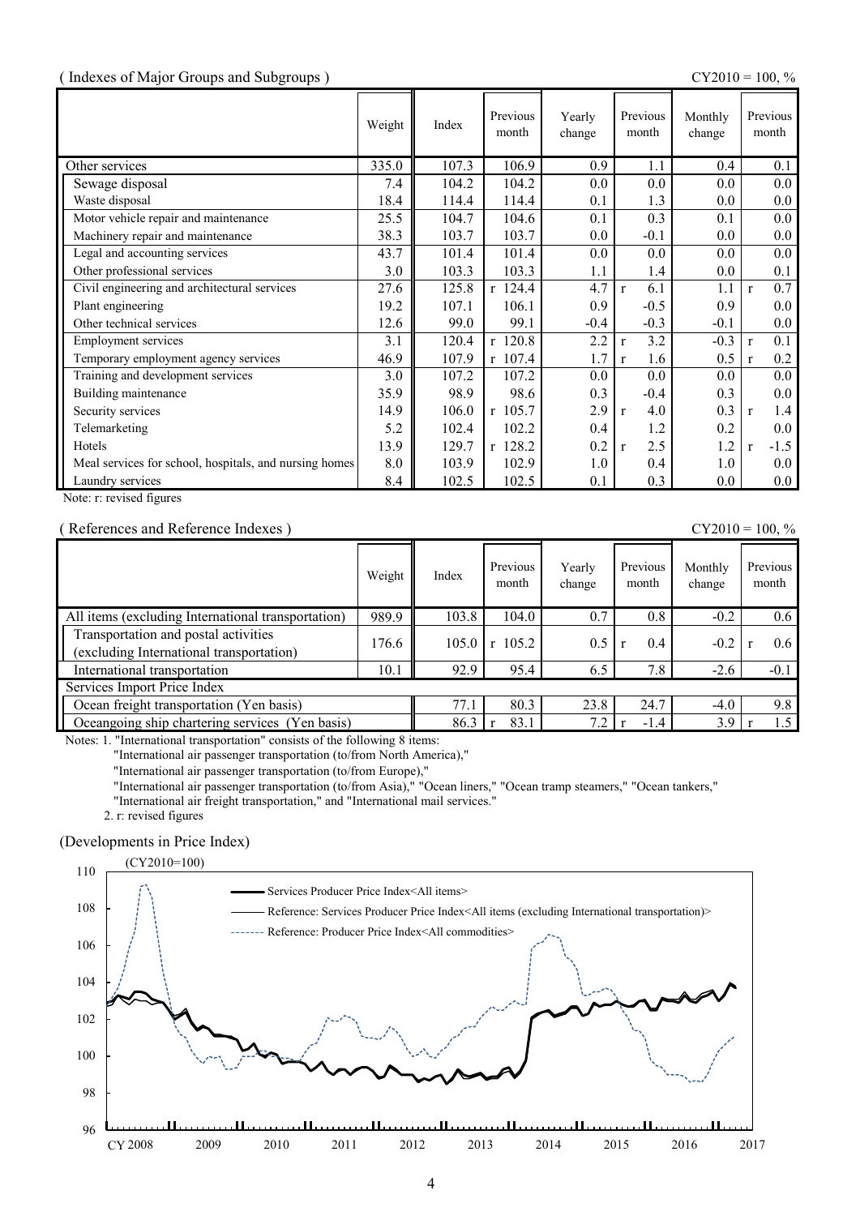( Indexes of Major Groups and Subgroups )

CY2010 = 100, %

| | Weight | Index | Previous month | Yearly change | Previous month | Monthly change | Previous month |
|---|---|---|---|---|---|---|---|
| Other services | 335.0 | 107.3 | 106.9 | 0.9 | 1.1 | 0.4 | 0.1 |
| Sewage disposal | 7.4 | 104.2 | 104.2 | 0.0 | 0.0 | 0.0 | 0.0 |
| Waste disposal | 18.4 | 114.4 | 114.4 | 0.1 | 1.3 | 0.0 | 0.0 |
| Motor vehicle repair and maintenance | 25.5 | 104.7 | 104.6 | 0.1 | 0.3 | 0.1 | 0.0 |
| Machinery repair and maintenance | 38.3 | 103.7 | 103.7 | 0.0 | -0.1 | 0.0 | 0.0 |
| Legal and accounting services | 43.7 | 101.4 | 101.4 | 0.0 | 0.0 | 0.0 | 0.0 |
| Other professional services | 3.0 | 103.3 | 103.3 | 1.1 | 1.4 | 0.0 | 0.1 |
| Civil engineering and architectural services | 27.6 | 125.8 | r 124.4 | 4.7 | r 6.1 | 1.1 | r 0.7 |
| Plant engineering | 19.2 | 107.1 | 106.1 | 0.9 | -0.5 | 0.9 | 0.0 |
| Other technical services | 12.6 | 99.0 | 99.1 | -0.4 | -0.3 | -0.1 | 0.0 |
| Employment services | 3.1 | 120.4 | r 120.8 | 2.2 | r 3.2 | -0.3 | r 0.1 |
| Temporary employment agency services | 46.9 | 107.9 | r 107.4 | 1.7 | r 1.6 | 0.5 | r 0.2 |
| Training and development services | 3.0 | 107.2 | 107.2 | 0.0 | 0.0 | 0.0 | 0.0 |
| Building maintenance | 35.9 | 98.9 | 98.6 | 0.3 | -0.4 | 0.3 | 0.0 |
| Security services | 14.9 | 106.0 | r 105.7 | 2.9 | r 4.0 | 0.3 | r 1.4 |
| Telemarketing | 5.2 | 102.4 | 102.2 | 0.4 | 1.2 | 0.2 | 0.0 |
| Hotels | 13.9 | 129.7 | r 128.2 | 0.2 | r 2.5 | 1.2 | r -1.5 |
| Meal services for school, hospitals, and nursing homes | 8.0 | 103.9 | 102.9 | 1.0 | 0.4 | 1.0 | 0.0 |
| Laundry services | 8.4 | 102.5 | 102.5 | 0.1 | 0.3 | 0.0 | 0.0 |

Note: r: revised figures

( References and Reference Indexes )

CY2010 = 100, %

| | Weight | Index | Previous month | Yearly change | Previous month | Monthly change | Previous month |
|---|---|---|---|---|---|---|---|
| All items (excluding International transportation) | 989.9 | 103.8 | 104.0 | 0.7 | 0.8 | -0.2 | 0.6 |
| Transportation and postal activities (excluding International transportation) | 176.6 | 105.0 | r 105.2 | 0.5 | r 0.4 | -0.2 | r 0.6 |
| International transportation | 10.1 | 92.9 | 95.4 | 6.5 | 7.8 | -2.6 | -0.1 |
| Services Import Price Index | | | | | | | |
| Ocean freight transportation (Yen basis) | | 77.1 | 80.3 | 23.8 | 24.7 | -4.0 | 9.8 |
| Oceangoing ship chartering services (Yen basis) | | 86.3 | r 83.1 | 7.2 | r -1.4 | 3.9 | r 1.5 |

Notes: 1. "International transportation" consists of the following 8 items:
"International air passenger transportation (to/from North America),"
"International air passenger transportation (to/from Europe),"
"International air passenger transportation (to/from Asia)," "Ocean liners," "Ocean tramp steamers," "Ocean tankers,"
"International air freight transportation," and "International mail services."
2. r: revised figures

(Developments in Price Index)

(CY2010=100)

- Services Producer Price Index<All items>
- Reference: Services Producer Price Index<All items (excluding International transportation)>
- Reference: Producer Price Index<All commodities>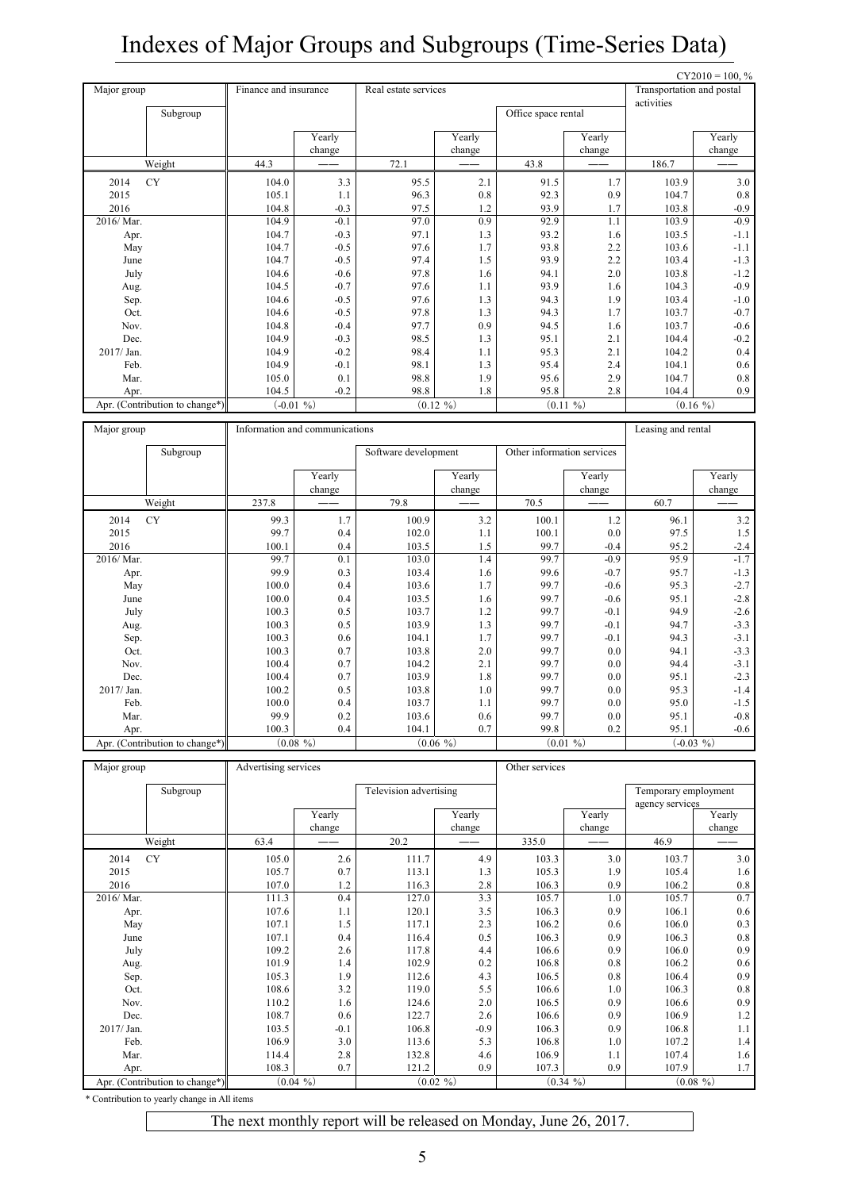# Indexes of Major Groups and Subgroups (Time-Series Data)

CY2010 = 100, %

| Major group | | Finance and insurance | | Real estate services | | | | Transportation and postal activities | |
|---|---|---|---|---|---|---|---|---|---|
| | Subgroup | | | | | Office space rental | | | |
| | | | Yearly change | | Yearly change | | Yearly change | | Yearly change |
| | Weight | 44.3 | —— | 72.1 | —— | 43.8 | —— | 186.7 | —— |
| 2014 | CY | 104.0 | 3.3 | 95.5 | 2.1 | 91.5 | 1.7 | 103.9 | 3.0 |
| 2015 | | 105.1 | 1.1 | 96.3 | 0.8 | 92.3 | 0.9 | 104.7 | 0.8 |
| 2016 | | 104.8 | -0.3 | 97.5 | 1.2 | 93.9 | 1.7 | 103.8 | -0.9 |
| 2016/ Mar. | | 104.9 | -0.1 | 97.0 | 0.9 | 92.9 | 1.1 | 103.9 | -0.9 |
| Apr. | | 104.7 | -0.3 | 97.1 | 1.3 | 93.2 | 1.6 | 103.5 | -1.1 |
| May | | 104.7 | -0.5 | 97.6 | 1.7 | 93.8 | 2.2 | 103.6 | -1.1 |
| June | | 104.7 | -0.5 | 97.4 | 1.5 | 93.9 | 2.2 | 103.4 | -1.3 |
| July | | 104.6 | -0.6 | 97.8 | 1.6 | 94.1 | 2.0 | 103.8 | -1.2 |
| Aug. | | 104.5 | -0.7 | 97.6 | 1.1 | 93.9 | 1.6 | 104.3 | -0.9 |
| Sep. | | 104.6 | -0.5 | 97.6 | 1.3 | 94.3 | 1.9 | 103.4 | -1.0 |
| Oct. | | 104.6 | -0.5 | 97.8 | 1.3 | 94.3 | 1.7 | 103.7 | -0.7 |
| Nov. | | 104.8 | -0.4 | 97.7 | 0.9 | 94.5 | 1.6 | 103.7 | -0.6 |
| Dec. | | 104.9 | -0.3 | 98.5 | 1.3 | 95.1 | 2.1 | 104.4 | -0.2 |
| 2017/ Jan. | | 104.9 | -0.2 | 98.4 | 1.1 | 95.3 | 2.1 | 104.2 | 0.4 |
| Feb. | | 104.9 | -0.1 | 98.1 | 1.3 | 95.4 | 2.4 | 104.1 | 0.6 |
| Mar. | | 105.0 | 0.1 | 98.8 | 1.9 | 95.6 | 2.9 | 104.7 | 0.8 |
| Apr. | | 104.5 | -0.2 | 98.8 | 1.8 | 95.8 | 2.8 | 104.4 | 0.9 |
| Apr. (Contribution to change*) | | (-0.01 %) | | (0.12 %) | | (0.11 %) | | (0.16 %) | |

| Major group | | Information and communications | | | | | | Leasing and rental | |
|---|---|---|---|---|---|---|---|---|---|
| | Subgroup | | | Software development | | Other information services | | | |
| | | | Yearly change | | Yearly change | | Yearly change | | Yearly change |
| | Weight | 237.8 | —— | 79.8 | —— | 70.5 | —— | 60.7 | —— |
| 2014 | CY | 99.3 | 1.7 | 100.9 | 3.2 | 100.1 | 1.2 | 96.1 | 3.2 |
| 2015 | | 99.7 | 0.4 | 102.0 | 1.1 | 100.1 | 0.0 | 97.5 | 1.5 |
| 2016 | | 100.1 | 0.4 | 103.5 | 1.5 | 99.7 | -0.4 | 95.2 | -2.4 |
| 2016/ Mar. | | 99.7 | 0.1 | 103.0 | 1.4 | 99.7 | -0.9 | 95.9 | -1.7 |
| Apr. | | 99.9 | 0.3 | 103.4 | 1.6 | 99.6 | -0.7 | 95.7 | -1.3 |
| May | | 100.0 | 0.4 | 103.6 | 1.7 | 99.7 | -0.6 | 95.3 | -2.7 |
| June | | 100.0 | 0.4 | 103.5 | 1.6 | 99.7 | -0.6 | 95.1 | -2.8 |
| July | | 100.3 | 0.5 | 103.7 | 1.2 | 99.7 | -0.1 | 94.9 | -2.6 |
| Aug. | | 100.3 | 0.5 | 103.9 | 1.3 | 99.7 | -0.1 | 94.7 | -3.3 |
| Sep. | | 100.3 | 0.6 | 104.1 | 1.7 | 99.7 | -0.1 | 94.3 | -3.1 |
| Oct. | | 100.3 | 0.7 | 103.8 | 2.0 | 99.7 | 0.0 | 94.1 | -3.3 |
| Nov. | | 100.4 | 0.7 | 104.2 | 2.1 | 99.7 | 0.0 | 94.4 | -3.1 |
| Dec. | | 100.4 | 0.7 | 103.9 | 1.8 | 99.7 | 0.0 | 95.1 | -2.3 |
| 2017/ Jan. | | 100.2 | 0.5 | 103.8 | 1.0 | 99.7 | 0.0 | 95.3 | -1.4 |
| Feb. | | 100.0 | 0.4 | 103.7 | 1.1 | 99.7 | 0.0 | 95.0 | -1.5 |
| Mar. | | 99.9 | 0.2 | 103.6 | 0.6 | 99.7 | 0.0 | 95.1 | -0.8 |
| Apr. | | 100.3 | 0.4 | 104.1 | 0.7 | 99.8 | 0.2 | 95.1 | -0.6 |
| Apr. (Contribution to change*) | | (0.08 %) | | (0.06 %) | | (0.01 %) | | (-0.03 %) | |

| Major group | | Advertising services | | | | Other services | | | |
|---|---|---|---|---|---|---|---|---|---|
| | Subgroup | | | Television advertising | | | | Temporary employment agency services | |
| | | | Yearly change | | Yearly change | | Yearly change | | Yearly change |
| | Weight | 63.4 | —— | 20.2 | —— | 335.0 | —— | 46.9 | —— |
| 2014 | CY | 105.0 | 2.6 | 111.7 | 4.9 | 103.3 | 3.0 | 103.7 | 3.0 |
| 2015 | | 105.7 | 0.7 | 113.1 | 1.3 | 105.3 | 1.9 | 105.4 | 1.6 |
| 2016 | | 107.0 | 1.2 | 116.3 | 2.8 | 106.3 | 0.9 | 106.2 | 0.8 |
| 2016/ Mar. | | 111.3 | 0.4 | 127.0 | 3.3 | 105.7 | 1.0 | 105.7 | 0.7 |
| Apr. | | 107.6 | 1.1 | 120.1 | 3.5 | 106.3 | 0.9 | 106.1 | 0.6 |
| May | | 107.1 | 1.5 | 117.1 | 2.3 | 106.2 | 0.6 | 106.0 | 0.3 |
| June | | 107.1 | 0.4 | 116.4 | 0.5 | 106.3 | 0.9 | 106.3 | 0.8 |
| July | | 109.2 | 2.6 | 117.8 | 4.4 | 106.6 | 0.9 | 106.0 | 0.9 |
| Aug. | | 101.9 | 1.4 | 102.9 | 0.2 | 106.8 | 0.8 | 106.2 | 0.6 |
| Sep. | | 105.3 | 1.9 | 112.6 | 4.3 | 106.5 | 0.8 | 106.4 | 0.9 |
| Oct. | | 108.6 | 3.2 | 119.0 | 5.5 | 106.6 | 1.0 | 106.3 | 0.8 |
| Nov. | | 110.2 | 1.6 | 124.6 | 2.0 | 106.5 | 0.9 | 106.6 | 0.9 |
| Dec. | | 108.7 | 0.6 | 122.7 | 2.6 | 106.6 | 0.9 | 106.9 | 1.2 |
| 2017/ Jan. | | 103.5 | -0.1 | 106.8 | -0.9 | 106.3 | 0.9 | 106.8 | 1.1 |
| Feb. | | 106.9 | 3.0 | 113.6 | 5.3 | 106.8 | 1.0 | 107.2 | 1.4 |
| Mar. | | 114.4 | 2.8 | 132.8 | 4.6 | 106.9 | 1.1 | 107.4 | 1.6 |
| Apr. | | 108.3 | 0.7 | 121.2 | 0.9 | 107.3 | 0.9 | 107.9 | 1.7 |
| Apr. (Contribution to change*) | | (0.04 %) | | (0.02 %) | | (0.34 %) | | (0.08 %) | |

\* Contribution to yearly change in All items

The next monthly report will be released on Monday, June 26, 2017.